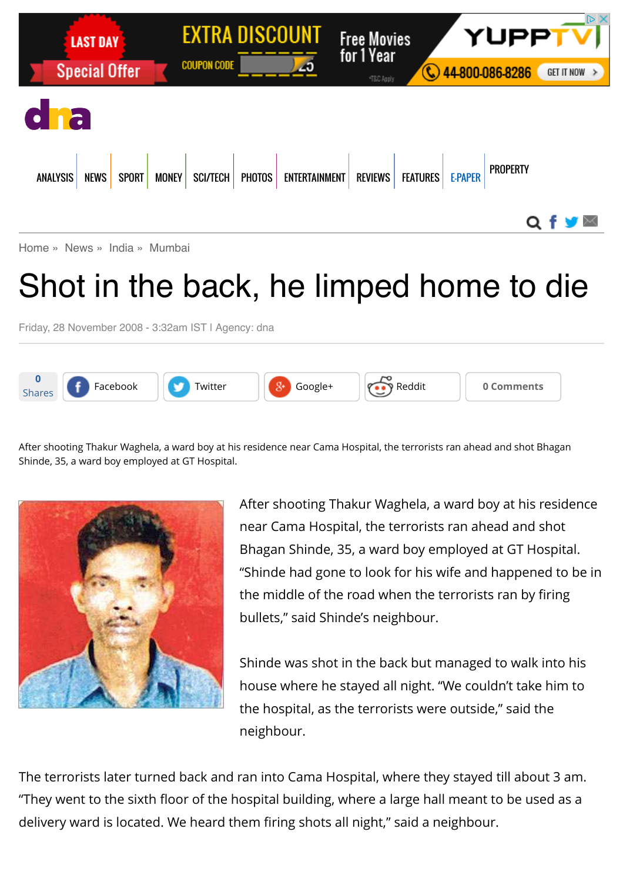Home » News » India » Mumbai

# Shot in the back, he limped home to die

Friday, 28 November 2008 - 3:32am IST | Agency: dna

After shooting Thakur Waghela, a ward boy at his residence near Cama Hospital, the terrorists ran ahead and shot Bhagan Shinde, 35, a ward boy employed at GT Hospital.

After shooting Thakur Waghela, a ward boy at his residence near Cama Hospital, the terrorists ran ahead and shot Bhagan Shinde, 35, a ward boy employed at GT Hospital. "Shinde had gone to look for his wife and happened to be in the middle of the road when the terrorists ran by firing bullets," said Shinde's neighbour.

Shinde was shot in the back but managed to walk into his house where he stayed all night. "We couldn't take him to the hospital, as the terrorists were outside," said the neighbour.

The terrorists later turned back and ran into Cama Hospital, where they stayed till about 3 am. "They went to the sixth floor of the hospital building, where a large hall meant to be used as a delivery ward is located. We heard them firing shots all night," said a neighbour.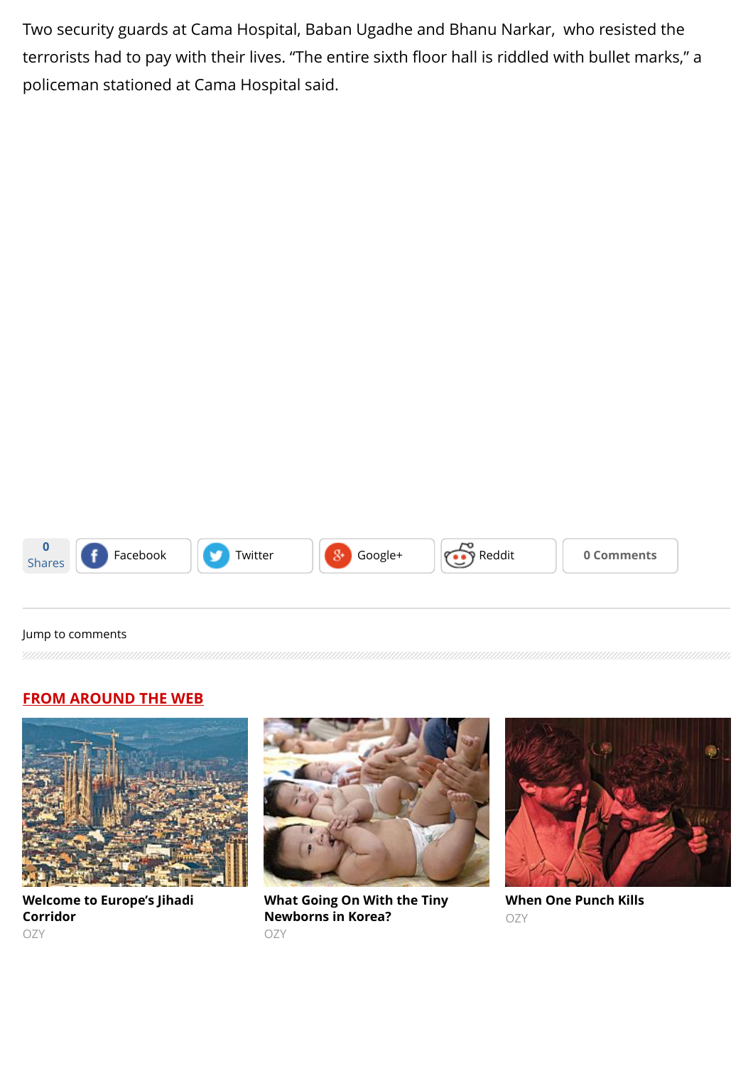Two security guards at Cama Hospital, Baban Ugadhe and Bhanu Narkar, who resisted the terrorists had to pay with their lives. "The entire sixth floor hall is riddled with bullet marks," a policeman stationed at Cama Hospital said.

0 Shares | Facebook | Twitter | Google+ | Reddit | 0 Comments

Jump to comments

## FROM AROUND THE WEB

**Welcome to Europe's Jihadi Corridor**
OZY

**What Going On With the Tiny Newborns in Korea?**
OZY

**When One Punch Kills**
OZY